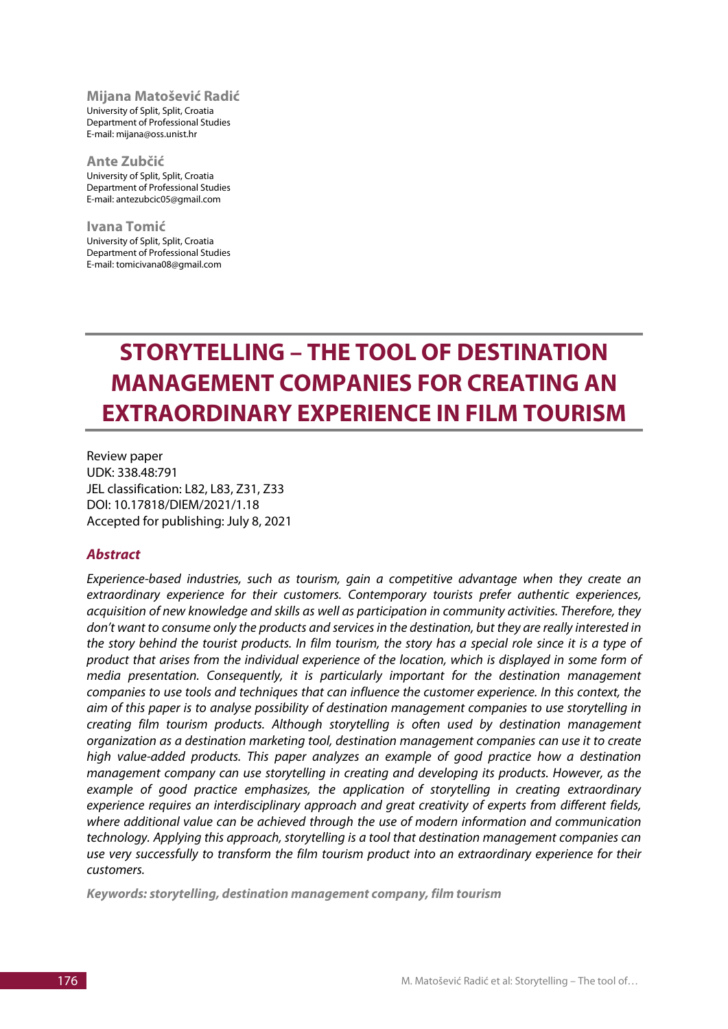**Mijana Matošević Radić**
University of Split, Split, Croatia
Department of Professional Studies
E-mail: mijana@oss.unist.hr

**Ante Zubčić**
University of Split, Split, Croatia
Department of Professional Studies
E-mail: antezubcic05@gmail.com

**Ivana Tomić**
University of Split, Split, Croatia
Department of Professional Studies
E-mail: tomicivana08@gmail.com

# STORYTELLING – THE TOOL OF DESTINATION MANAGEMENT COMPANIES FOR CREATING AN EXTRAORDINARY EXPERIENCE IN FILM TOURISM

Review paper
UDK: 338.48:791
JEL classification: L82, L83, Z31, Z33
DOI: 10.17818/DIEM/2021/1.18
Accepted for publishing: July 8, 2021

## *Abstract*

*Experience-based industries, such as tourism, gain a competitive advantage when they create an extraordinary experience for their customers. Contemporary tourists prefer authentic experiences, acquisition of new knowledge and skills as well as participation in community activities. Therefore, they don't want to consume only the products and services in the destination, but they are really interested in the story behind the tourist products. In film tourism, the story has a special role since it is a type of product that arises from the individual experience of the location, which is displayed in some form of media presentation. Consequently, it is particularly important for the destination management companies to use tools and techniques that can influence the customer experience. In this context, the aim of this paper is to analyse possibility of destination management companies to use storytelling in creating film tourism products. Although storytelling is often used by destination management organization as a destination marketing tool, destination management companies can use it to create high value-added products. This paper analyzes an example of good practice how a destination management company can use storytelling in creating and developing its products. However, as the example of good practice emphasizes, the application of storytelling in creating extraordinary experience requires an interdisciplinary approach and great creativity of experts from different fields, where additional value can be achieved through the use of modern information and communication technology. Applying this approach, storytelling is a tool that destination management companies can use very successfully to transform the film tourism product into an extraordinary experience for their customers.*

***Keywords: storytelling, destination management company, film tourism***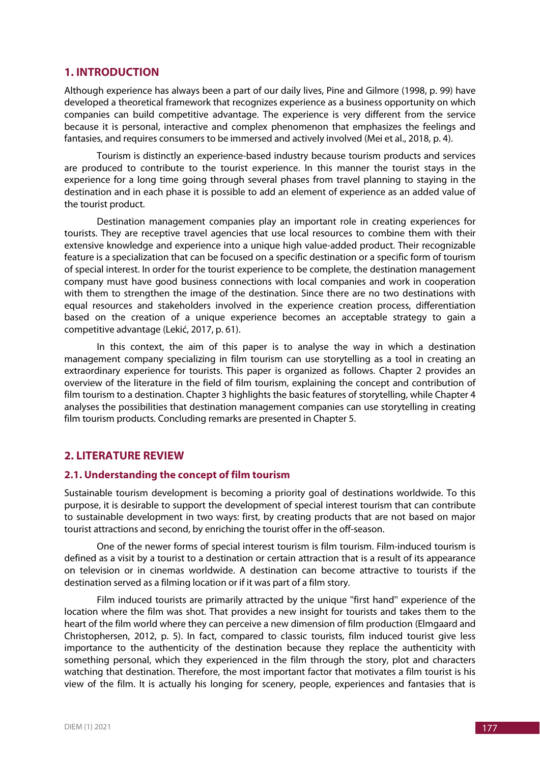## 1. INTRODUCTION

Although experience has always been a part of our daily lives, Pine and Gilmore (1998, p. 99) have developed a theoretical framework that recognizes experience as a business opportunity on which companies can build competitive advantage. The experience is very different from the service because it is personal, interactive and complex phenomenon that emphasizes the feelings and fantasies, and requires consumers to be immersed and actively involved (Mei et al., 2018, p. 4).

Tourism is distinctly an experience-based industry because tourism products and services are produced to contribute to the tourist experience. In this manner the tourist stays in the experience for a long time going through several phases from travel planning to staying in the destination and in each phase it is possible to add an element of experience as an added value of the tourist product.

Destination management companies play an important role in creating experiences for tourists. They are receptive travel agencies that use local resources to combine them with their extensive knowledge and experience into a unique high value-added product. Their recognizable feature is a specialization that can be focused on a specific destination or a specific form of tourism of special interest. In order for the tourist experience to be complete, the destination management company must have good business connections with local companies and work in cooperation with them to strengthen the image of the destination. Since there are no two destinations with equal resources and stakeholders involved in the experience creation process, differentiation based on the creation of a unique experience becomes an acceptable strategy to gain a competitive advantage (Lekić, 2017, p. 61).

In this context, the aim of this paper is to analyse the way in which a destination management company specializing in film tourism can use storytelling as a tool in creating an extraordinary experience for tourists. This paper is organized as follows. Chapter 2 provides an overview of the literature in the field of film tourism, explaining the concept and contribution of film tourism to a destination. Chapter 3 highlights the basic features of storytelling, while Chapter 4 analyses the possibilities that destination management companies can use storytelling in creating film tourism products. Concluding remarks are presented in Chapter 5.

## 2. LITERATURE REVIEW

### 2.1. Understanding the concept of film tourism

Sustainable tourism development is becoming a priority goal of destinations worldwide. To this purpose, it is desirable to support the development of special interest tourism that can contribute to sustainable development in two ways: first, by creating products that are not based on major tourist attractions and second, by enriching the tourist offer in the off-season.

One of the newer forms of special interest tourism is film tourism. Film-induced tourism is defined as a visit by a tourist to a destination or certain attraction that is a result of its appearance on television or in cinemas worldwide. A destination can become attractive to tourists if the destination served as a filming location or if it was part of a film story.

Film induced tourists are primarily attracted by the unique "first hand" experience of the location where the film was shot. That provides a new insight for tourists and takes them to the heart of the film world where they can perceive a new dimension of film production (Elmgaard and Christophersen, 2012, p. 5). In fact, compared to classic tourists, film induced tourist give less importance to the authenticity of the destination because they replace the authenticity with something personal, which they experienced in the film through the story, plot and characters watching that destination. Therefore, the most important factor that motivates a film tourist is his view of the film. It is actually his longing for scenery, people, experiences and fantasies that is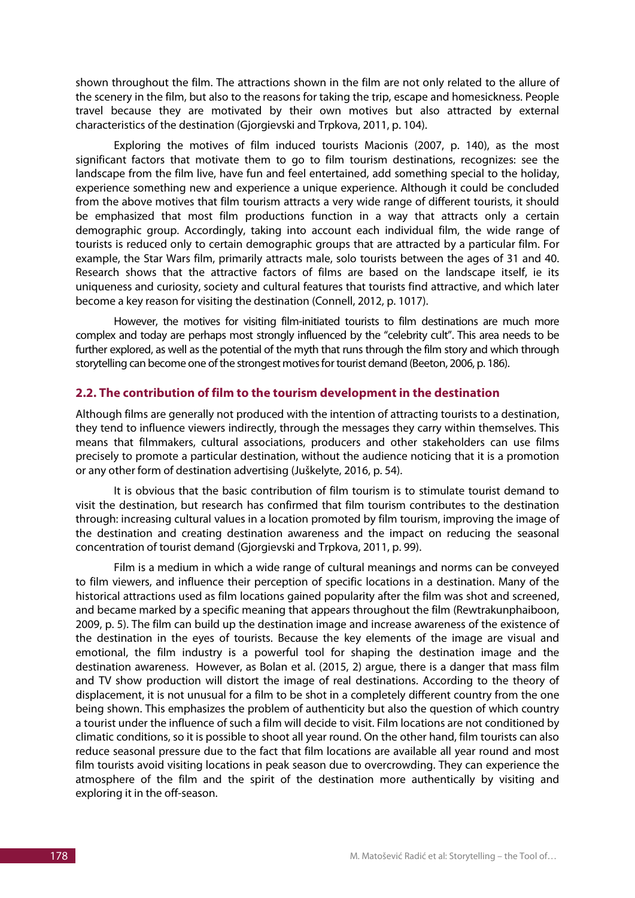shown throughout the film. The attractions shown in the film are not only related to the allure of the scenery in the film, but also to the reasons for taking the trip, escape and homesickness. People travel because they are motivated by their own motives but also attracted by external characteristics of the destination (Gjorgievski and Trpkova, 2011, p. 104).

Exploring the motives of film induced tourists Macionis (2007, p. 140), as the most significant factors that motivate them to go to film tourism destinations, recognizes: see the landscape from the film live, have fun and feel entertained, add something special to the holiday, experience something new and experience a unique experience. Although it could be concluded from the above motives that film tourism attracts a very wide range of different tourists, it should be emphasized that most film productions function in a way that attracts only a certain demographic group. Accordingly, taking into account each individual film, the wide range of tourists is reduced only to certain demographic groups that are attracted by a particular film. For example, the Star Wars film, primarily attracts male, solo tourists between the ages of 31 and 40. Research shows that the attractive factors of films are based on the landscape itself, ie its uniqueness and curiosity, society and cultural features that tourists find attractive, and which later become a key reason for visiting the destination (Connell, 2012, p. 1017).

However, the motives for visiting film-initiated tourists to film destinations are much more complex and today are perhaps most strongly influenced by the "celebrity cult". This area needs to be further explored, as well as the potential of the myth that runs through the film story and which through storytelling can become one of the strongest motives for tourist demand (Beeton, 2006, p. 186).

## 2.2. The contribution of film to the tourism development in the destination

Although films are generally not produced with the intention of attracting tourists to a destination, they tend to influence viewers indirectly, through the messages they carry within themselves. This means that filmmakers, cultural associations, producers and other stakeholders can use films precisely to promote a particular destination, without the audience noticing that it is a promotion or any other form of destination advertising (Juškelyte, 2016, p. 54).

It is obvious that the basic contribution of film tourism is to stimulate tourist demand to visit the destination, but research has confirmed that film tourism contributes to the destination through: increasing cultural values in a location promoted by film tourism, improving the image of the destination and creating destination awareness and the impact on reducing the seasonal concentration of tourist demand (Gjorgievski and Trpkova, 2011, p. 99).

Film is a medium in which a wide range of cultural meanings and norms can be conveyed to film viewers, and influence their perception of specific locations in a destination. Many of the historical attractions used as film locations gained popularity after the film was shot and screened, and became marked by a specific meaning that appears throughout the film (Rewtrakunphaiboon, 2009, p. 5). The film can build up the destination image and increase awareness of the existence of the destination in the eyes of tourists. Because the key elements of the image are visual and emotional, the film industry is a powerful tool for shaping the destination image and the destination awareness. However, as Bolan et al. (2015, 2) argue, there is a danger that mass film and TV show production will distort the image of real destinations. According to the theory of displacement, it is not unusual for a film to be shot in a completely different country from the one being shown. This emphasizes the problem of authenticity but also the question of which country a tourist under the influence of such a film will decide to visit. Film locations are not conditioned by climatic conditions, so it is possible to shoot all year round. On the other hand, film tourists can also reduce seasonal pressure due to the fact that film locations are available all year round and most film tourists avoid visiting locations in peak season due to overcrowding. They can experience the atmosphere of the film and the spirit of the destination more authentically by visiting and exploring it in the off-season.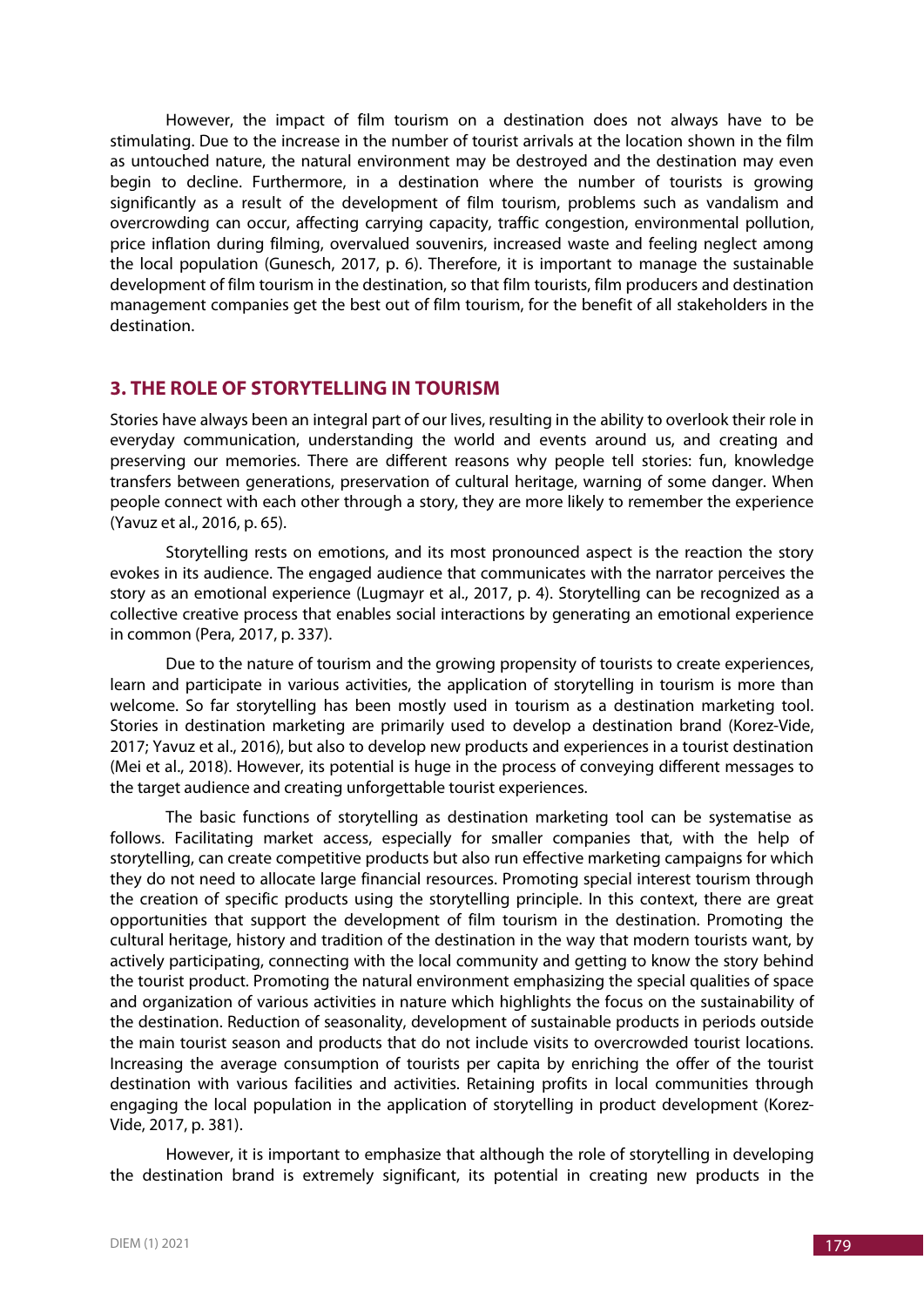However, the impact of film tourism on a destination does not always have to be stimulating. Due to the increase in the number of tourist arrivals at the location shown in the film as untouched nature, the natural environment may be destroyed and the destination may even begin to decline. Furthermore, in a destination where the number of tourists is growing significantly as a result of the development of film tourism, problems such as vandalism and overcrowding can occur, affecting carrying capacity, traffic congestion, environmental pollution, price inflation during filming, overvalued souvenirs, increased waste and feeling neglect among the local population (Gunesch, 2017, p. 6). Therefore, it is important to manage the sustainable development of film tourism in the destination, so that film tourists, film producers and destination management companies get the best out of film tourism, for the benefit of all stakeholders in the destination.

## 3. THE ROLE OF STORYTELLING IN TOURISM

Stories have always been an integral part of our lives, resulting in the ability to overlook their role in everyday communication, understanding the world and events around us, and creating and preserving our memories. There are different reasons why people tell stories: fun, knowledge transfers between generations, preservation of cultural heritage, warning of some danger. When people connect with each other through a story, they are more likely to remember the experience (Yavuz et al., 2016, p. 65).

Storytelling rests on emotions, and its most pronounced aspect is the reaction the story evokes in its audience. The engaged audience that communicates with the narrator perceives the story as an emotional experience (Lugmayr et al., 2017, p. 4). Storytelling can be recognized as a collective creative process that enables social interactions by generating an emotional experience in common (Pera, 2017, p. 337).

Due to the nature of tourism and the growing propensity of tourists to create experiences, learn and participate in various activities, the application of storytelling in tourism is more than welcome. So far storytelling has been mostly used in tourism as a destination marketing tool. Stories in destination marketing are primarily used to develop a destination brand (Korez-Vide, 2017; Yavuz et al., 2016), but also to develop new products and experiences in a tourist destination (Mei et al., 2018). However, its potential is huge in the process of conveying different messages to the target audience and creating unforgettable tourist experiences.

The basic functions of storytelling as destination marketing tool can be systematise as follows. Facilitating market access, especially for smaller companies that, with the help of storytelling, can create competitive products but also run effective marketing campaigns for which they do not need to allocate large financial resources. Promoting special interest tourism through the creation of specific products using the storytelling principle. In this context, there are great opportunities that support the development of film tourism in the destination. Promoting the cultural heritage, history and tradition of the destination in the way that modern tourists want, by actively participating, connecting with the local community and getting to know the story behind the tourist product. Promoting the natural environment emphasizing the special qualities of space and organization of various activities in nature which highlights the focus on the sustainability of the destination. Reduction of seasonality, development of sustainable products in periods outside the main tourist season and products that do not include visits to overcrowded tourist locations. Increasing the average consumption of tourists per capita by enriching the offer of the tourist destination with various facilities and activities. Retaining profits in local communities through engaging the local population in the application of storytelling in product development (Korez-Vide, 2017, p. 381).

However, it is important to emphasize that although the role of storytelling in developing the destination brand is extremely significant, its potential in creating new products in the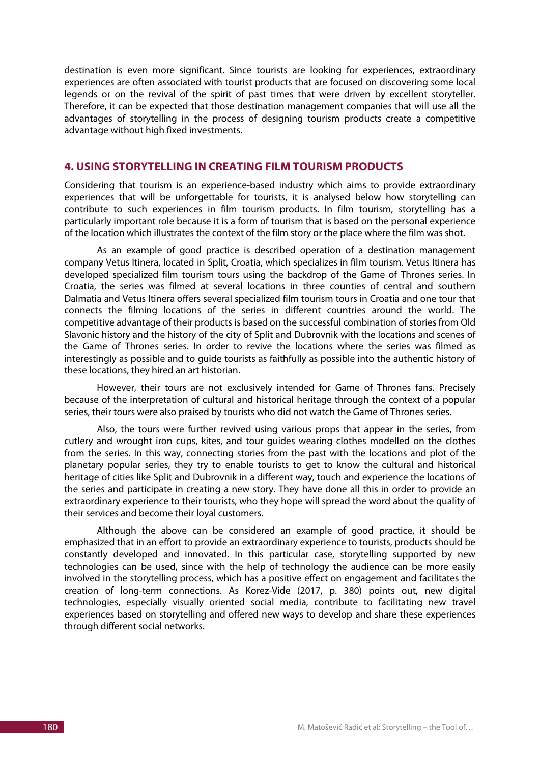destination is even more significant. Since tourists are looking for experiences, extraordinary experiences are often associated with tourist products that are focused on discovering some local legends or on the revival of the spirit of past times that were driven by excellent storyteller. Therefore, it can be expected that those destination management companies that will use all the advantages of storytelling in the process of designing tourism products create a competitive advantage without high fixed investments.

## 4. USING STORYTELLING IN CREATING FILM TOURISM PRODUCTS

Considering that tourism is an experience-based industry which aims to provide extraordinary experiences that will be unforgettable for tourists, it is analysed below how storytelling can contribute to such experiences in film tourism products. In film tourism, storytelling has a particularly important role because it is a form of tourism that is based on the personal experience of the location which illustrates the context of the film story or the place where the film was shot.

As an example of good practice is described operation of a destination management company Vetus Itinera, located in Split, Croatia, which specializes in film tourism. Vetus Itinera has developed specialized film tourism tours using the backdrop of the Game of Thrones series. In Croatia, the series was filmed at several locations in three counties of central and southern Dalmatia and Vetus Itinera offers several specialized film tourism tours in Croatia and one tour that connects the filming locations of the series in different countries around the world. The competitive advantage of their products is based on the successful combination of stories from Old Slavonic history and the history of the city of Split and Dubrovnik with the locations and scenes of the Game of Thrones series. In order to revive the locations where the series was filmed as interestingly as possible and to guide tourists as faithfully as possible into the authentic history of these locations, they hired an art historian.

However, their tours are not exclusively intended for Game of Thrones fans. Precisely because of the interpretation of cultural and historical heritage through the context of a popular series, their tours were also praised by tourists who did not watch the Game of Thrones series.

Also, the tours were further revived using various props that appear in the series, from cutlery and wrought iron cups, kites, and tour guides wearing clothes modelled on the clothes from the series. In this way, connecting stories from the past with the locations and plot of the planetary popular series, they try to enable tourists to get to know the cultural and historical heritage of cities like Split and Dubrovnik in a different way, touch and experience the locations of the series and participate in creating a new story. They have done all this in order to provide an extraordinary experience to their tourists, who they hope will spread the word about the quality of their services and become their loyal customers.

Although the above can be considered an example of good practice, it should be emphasized that in an effort to provide an extraordinary experience to tourists, products should be constantly developed and innovated. In this particular case, storytelling supported by new technologies can be used, since with the help of technology the audience can be more easily involved in the storytelling process, which has a positive effect on engagement and facilitates the creation of long-term connections. As Korez-Vide (2017, p. 380) points out, new digital technologies, especially visually oriented social media, contribute to facilitating new travel experiences based on storytelling and offered new ways to develop and share these experiences through different social networks.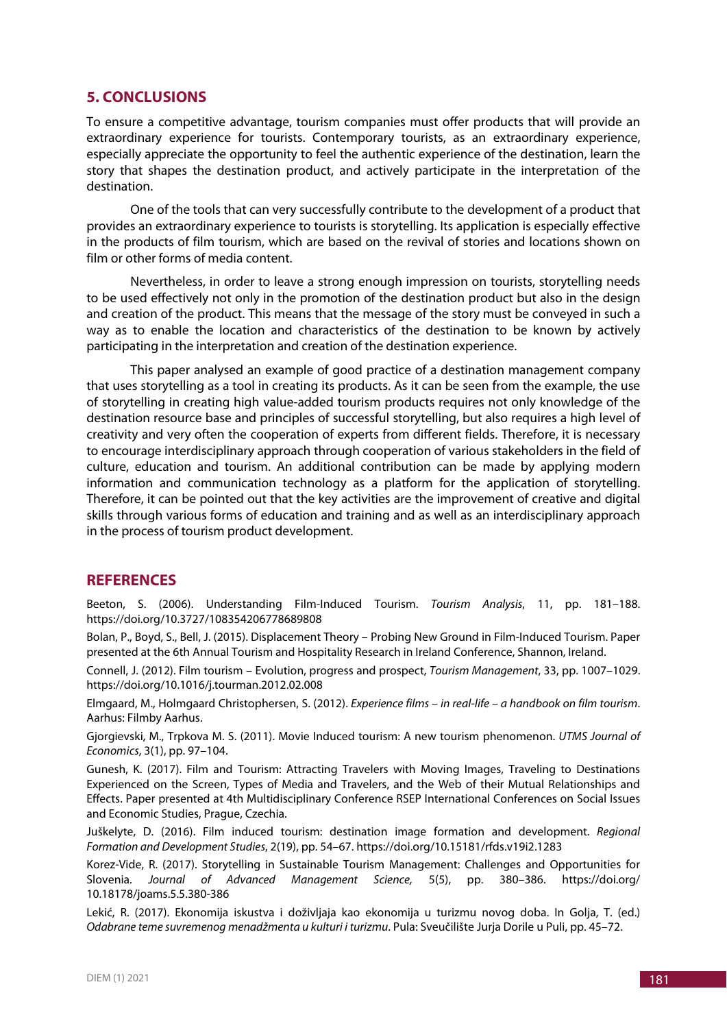## 5. CONCLUSIONS

To ensure a competitive advantage, tourism companies must offer products that will provide an extraordinary experience for tourists. Contemporary tourists, as an extraordinary experience, especially appreciate the opportunity to feel the authentic experience of the destination, learn the story that shapes the destination product, and actively participate in the interpretation of the destination.

One of the tools that can very successfully contribute to the development of a product that provides an extraordinary experience to tourists is storytelling. Its application is especially effective in the products of film tourism, which are based on the revival of stories and locations shown on film or other forms of media content.

Nevertheless, in order to leave a strong enough impression on tourists, storytelling needs to be used effectively not only in the promotion of the destination product but also in the design and creation of the product. This means that the message of the story must be conveyed in such a way as to enable the location and characteristics of the destination to be known by actively participating in the interpretation and creation of the destination experience.

This paper analysed an example of good practice of a destination management company that uses storytelling as a tool in creating its products. As it can be seen from the example, the use of storytelling in creating high value-added tourism products requires not only knowledge of the destination resource base and principles of successful storytelling, but also requires a high level of creativity and very often the cooperation of experts from different fields. Therefore, it is necessary to encourage interdisciplinary approach through cooperation of various stakeholders in the field of culture, education and tourism. An additional contribution can be made by applying modern information and communication technology as a platform for the application of storytelling. Therefore, it can be pointed out that the key activities are the improvement of creative and digital skills through various forms of education and training and as well as an interdisciplinary approach in the process of tourism product development.

## REFERENCES

Beeton, S. (2006). Understanding Film-Induced Tourism. *Tourism Analysis*, 11, pp. 181–188. https://doi.org/10.3727/108354206778689808

Bolan, P., Boyd, S., Bell, J. (2015). Displacement Theory – Probing New Ground in Film-Induced Tourism. Paper presented at the 6th Annual Tourism and Hospitality Research in Ireland Conference, Shannon, Ireland.

Connell, J. (2012). Film tourism – Evolution, progress and prospect, *Tourism Management*, 33, pp. 1007–1029. https://doi.org/10.1016/j.tourman.2012.02.008

Elmgaard, M., Holmgaard Christophersen, S. (2012). *Experience films – in real-life – a handbook on film tourism*. Aarhus: Filmby Aarhus.

Gjorgievski, M., Trpkova M. S. (2011). Movie Induced tourism: A new tourism phenomenon. *UTMS Journal of Economics*, 3(1), pp. 97–104.

Gunesh, K. (2017). Film and Tourism: Attracting Travelers with Moving Images, Traveling to Destinations Experienced on the Screen, Types of Media and Travelers, and the Web of their Mutual Relationships and Effects. Paper presented at 4th Multidisciplinary Conference RSEP International Conferences on Social Issues and Economic Studies, Prague, Czechia.

Juškelyte, D. (2016). Film induced tourism: destination image formation and development. *Regional Formation and Development Studies*, 2(19), pp. 54–67. https://doi.org/10.15181/rfds.v19i2.1283

Korez-Vide, R. (2017). Storytelling in Sustainable Tourism Management: Challenges and Opportunities for Slovenia. *Journal of Advanced Management Science,* 5(5), pp. 380–386. https://doi.org/10.18178/joams.5.5.380-386

Lekić, R. (2017). Ekonomija iskustva i doživljaja kao ekonomija u turizmu novog doba. In Golja, T. (ed.) *Odabrane teme suvremenog menadžmenta u kulturi i turizmu*. Pula: Sveučilište Jurja Dorile u Puli, pp. 45–72.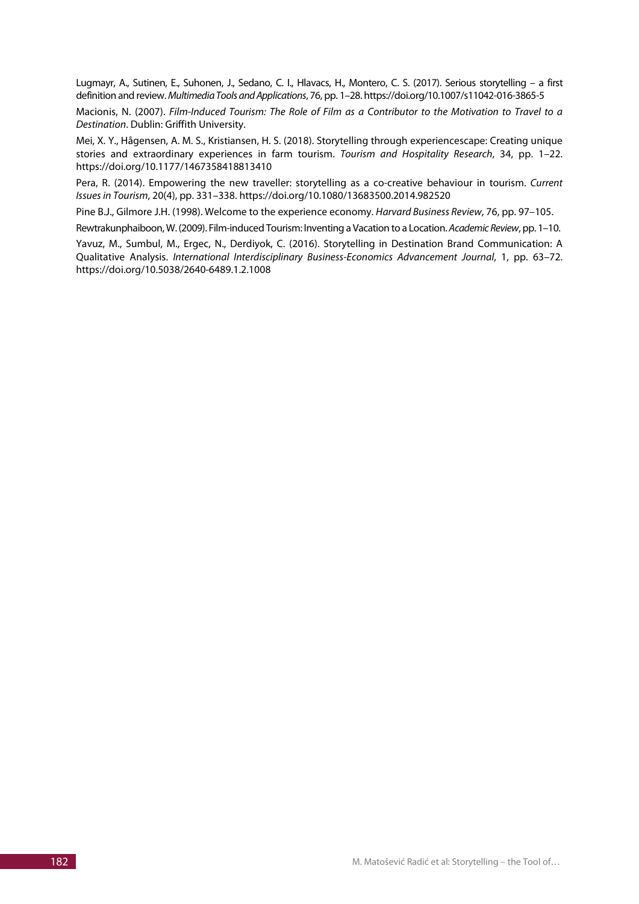Lugmayr, A., Sutinen, E., Suhonen, J., Sedano, C. I., Hlavacs, H., Montero, C. S. (2017). Serious storytelling – a first definition and review. *Multimedia Tools and Applications*, 76, pp. 1–28. https://doi.org/10.1007/s11042-016-3865-5

Macionis, N. (2007). *Film-Induced Tourism: The Role of Film as a Contributor to the Motivation to Travel to a Destination*. Dublin: Griffith University.

Mei, X. Y., Hågensen, A. M. S., Kristiansen, H. S. (2018). Storytelling through experiencescape: Creating unique stories and extraordinary experiences in farm tourism. *Tourism and Hospitality Research*, 34, pp. 1–22. https://doi.org/10.1177/1467358418813410

Pera, R. (2014). Empowering the new traveller: storytelling as a co-creative behaviour in tourism. *Current Issues in Tourism*, 20(4), pp. 331–338. https://doi.org/10.1080/13683500.2014.982520

Pine B.J., Gilmore J.H. (1998). Welcome to the experience economy. *Harvard Business Review*, 76, pp. 97–105.

Rewtrakunphaiboon, W. (2009). Film-induced Tourism: Inventing a Vacation to a Location. *Academic Review*, pp. 1–10.

Yavuz, M., Sumbul, M., Ergec, N., Derdiyok, C. (2016). Storytelling in Destination Brand Communication: A Qualitative Analysis. *International Interdisciplinary Business-Economics Advancement Journal*, 1, pp. 63–72. https://doi.org/10.5038/2640-6489.1.2.1008